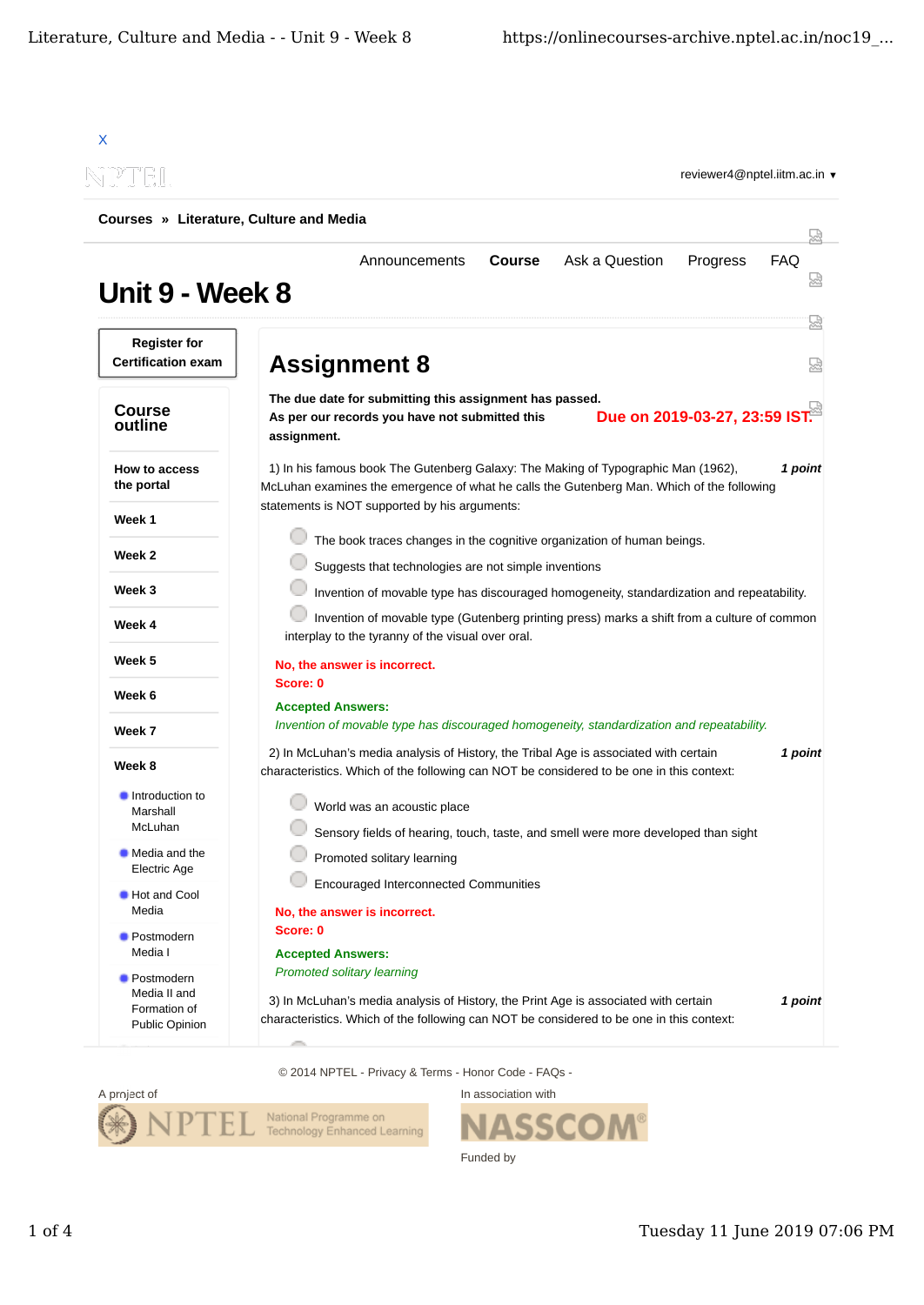X

NPTEL

reviewer4@nptel.iitm.ac.in ▾

**Courses » Literature, Culture and Media**

Announcements **Course** Ask a Question Progress FAQ

# Unit 9 - Week 8

**Register for Certification exam**

**Course outline**

- **How to access the portal**
- **Week 1**
- **Week 2**
- **Week 3**
- **Week 4**
- **Week 5**
- **Week 6**
- **Week 7**
- **Week 8**
  - Introduction to Marshall McLuhan
  - Media and the Electric Age
  - Hot and Cool Media
  - Postmodern Media I
  - Postmodern Media II and Formation of Public Opinion

## Assignment 8

**The due date for submitting this assignment has passed.**
**As per our records you have not submitted this assignment.**

**Due on 2019-03-27, 23:59 IST.**

1) In his famous book The Gutenberg Galaxy: The Making of Typographic Man (1962), McLuhan examines the emergence of what he calls the Gutenberg Man. Which of the following statements is NOT supported by his arguments: ***1 point***

- The book traces changes in the cognitive organization of human beings.
- Suggests that technologies are not simple inventions
- Invention of movable type has discouraged homogeneity, standardization and repeatability.
- Invention of movable type (Gutenberg printing press) marks a shift from a culture of common interplay to the tyranny of the visual over oral.

**No, the answer is incorrect.**
**Score: 0**

**Accepted Answers:**
*Invention of movable type has discouraged homogeneity, standardization and repeatability.*

2) In McLuhan's media analysis of History, the Tribal Age is associated with certain characteristics. Which of the following can NOT be considered to be one in this context: ***1 point***

- World was an acoustic place
- Sensory fields of hearing, touch, taste, and smell were more developed than sight
- Promoted solitary learning
- Encouraged Interconnected Communities

**No, the answer is incorrect.**
**Score: 0**

**Accepted Answers:**
*Promoted solitary learning*

3) In McLuhan's media analysis of History, the Print Age is associated with certain characteristics. Which of the following can NOT be considered to be one in this context: ***1 point***

© 2014 NPTEL - Privacy & Terms - Honor Code - FAQs -

A project of NPTEL National Programme on Technology Enhanced Learning

In association with NASSCOM®

Funded by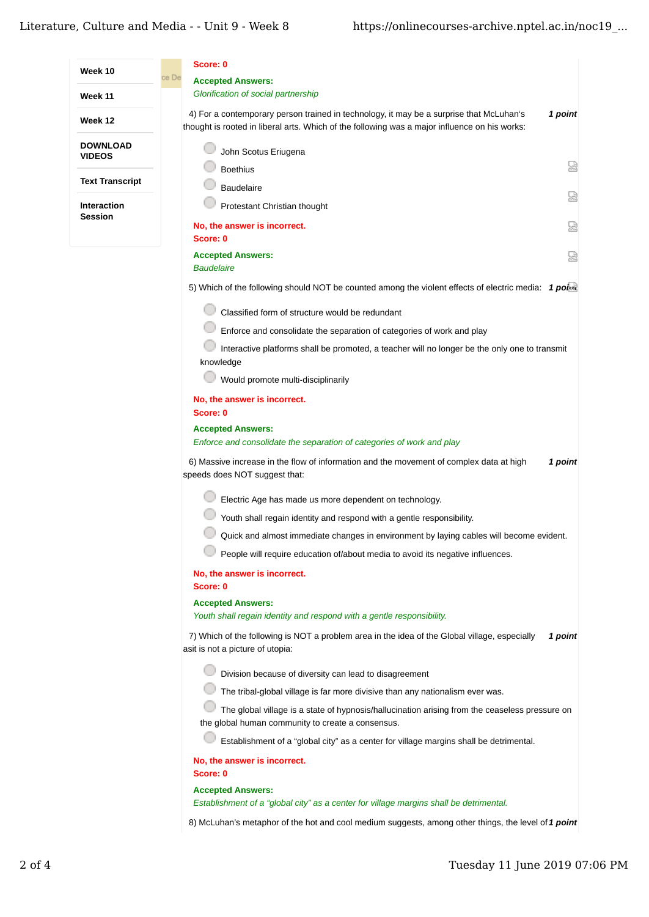- Week 10
- Week 11
- Week 12
- DOWNLOAD VIDEOS
- Text Transcript
- Interaction Session

**Score: 0**

**Accepted Answers:**
*Glorification of social partnership*

4) For a contemporary person trained in technology, it may be a surprise that McLuhan's thought is rooted in liberal arts. Which of the following was a major influence on his works: ***1 point***

- John Scotus Eriugena
- Boethius
- Baudelaire
- Protestant Christian thought

**No, the answer is incorrect.**
**Score: 0**

**Accepted Answers:**
*Baudelaire*

5) Which of the following should NOT be counted among the violent effects of electric media: ***1 point***

- Classified form of structure would be redundant
- Enforce and consolidate the separation of categories of work and play
- Interactive platforms shall be promoted, a teacher will no longer be the only one to transmit knowledge
- Would promote multi-disciplinarily

**No, the answer is incorrect.**
**Score: 0**

**Accepted Answers:**
*Enforce and consolidate the separation of categories of work and play*

6) Massive increase in the flow of information and the movement of complex data at high speeds does NOT suggest that: ***1 point***

- Electric Age has made us more dependent on technology.
- Youth shall regain identity and respond with a gentle responsibility.
- Quick and almost immediate changes in environment by laying cables will become evident.
- People will require education of/about media to avoid its negative influences.

**No, the answer is incorrect.**
**Score: 0**

**Accepted Answers:**
*Youth shall regain identity and respond with a gentle responsibility.*

7) Which of the following is NOT a problem area in the idea of the Global village, especially asit is not a picture of utopia: ***1 point***

- Division because of diversity can lead to disagreement
- The tribal-global village is far more divisive than any nationalism ever was.
- The global village is a state of hypnosis/hallucination arising from the ceaseless pressure on the global human community to create a consensus.
- Establishment of a "global city" as a center for village margins shall be detrimental.

**No, the answer is incorrect.**
**Score: 0**

**Accepted Answers:**
*Establishment of a "global city" as a center for village margins shall be detrimental.*

8) McLuhan's metaphor of the hot and cool medium suggests, among other things, the level of ***1 point***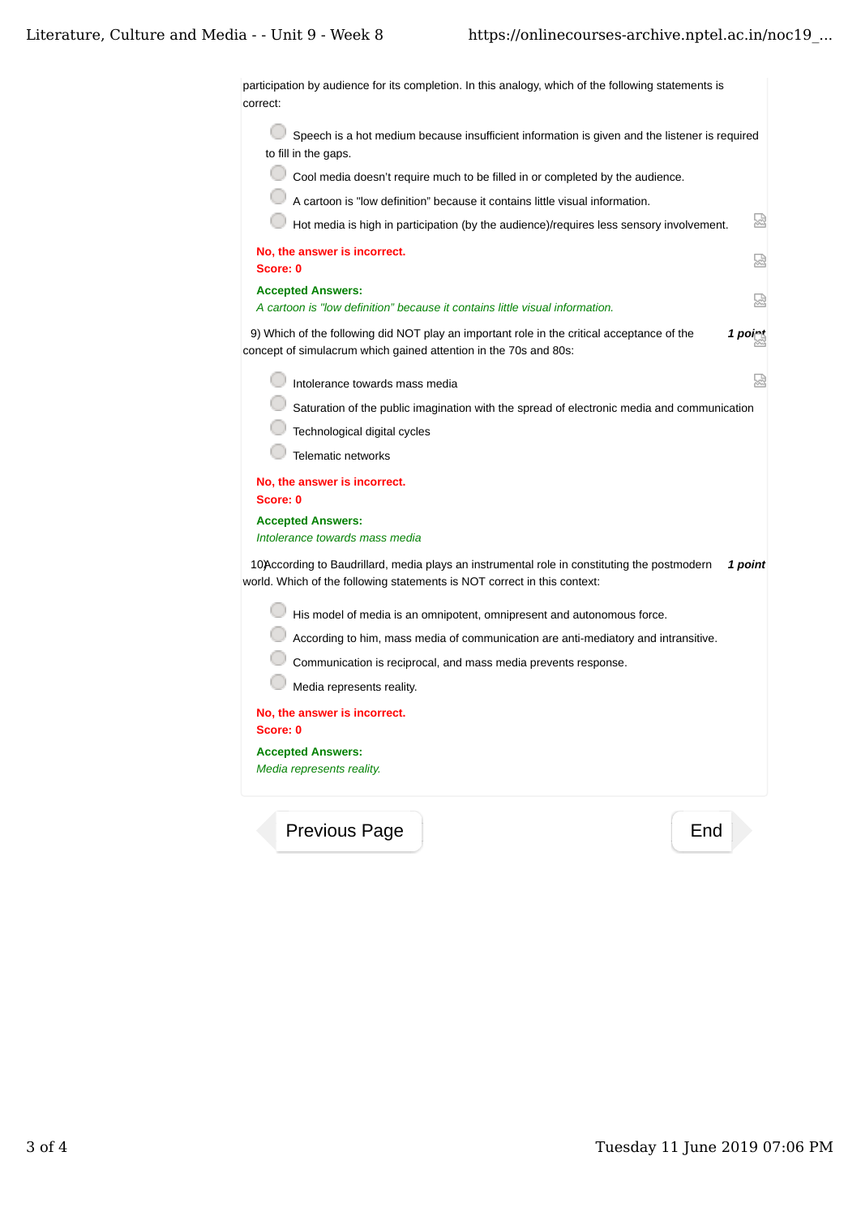participation by audience for its completion. In this analogy, which of the following statements is correct:

- Speech is a hot medium because insufficient information is given and the listener is required to fill in the gaps.
- Cool media doesn't require much to be filled in or completed by the audience.
- A cartoon is "low definition" because it contains little visual information.
- Hot media is high in participation (by the audience)/requires less sensory involvement.

**No, the answer is incorrect.**
**Score: 0**

**Accepted Answers:**
*A cartoon is "low definition" because it contains little visual information.*

9) Which of the following did NOT play an important role in the critical acceptance of the concept of simulacrum which gained attention in the 70s and 80s: ***1 point***

- Intolerance towards mass media
- Saturation of the public imagination with the spread of electronic media and communication
- Technological digital cycles
- Telematic networks

**No, the answer is incorrect.**
**Score: 0**

**Accepted Answers:**
*Intolerance towards mass media*

10) According to Baudrillard, media plays an instrumental role in constituting the postmodern world. Which of the following statements is NOT correct in this context: ***1 point***

- His model of media is an omnipotent, omnipresent and autonomous force.
- According to him, mass media of communication are anti-mediatory and intransitive.
- Communication is reciprocal, and mass media prevents response.
- Media represents reality.

**No, the answer is incorrect.**
**Score: 0**

**Accepted Answers:**
*Media represents reality.*

Previous Page | End